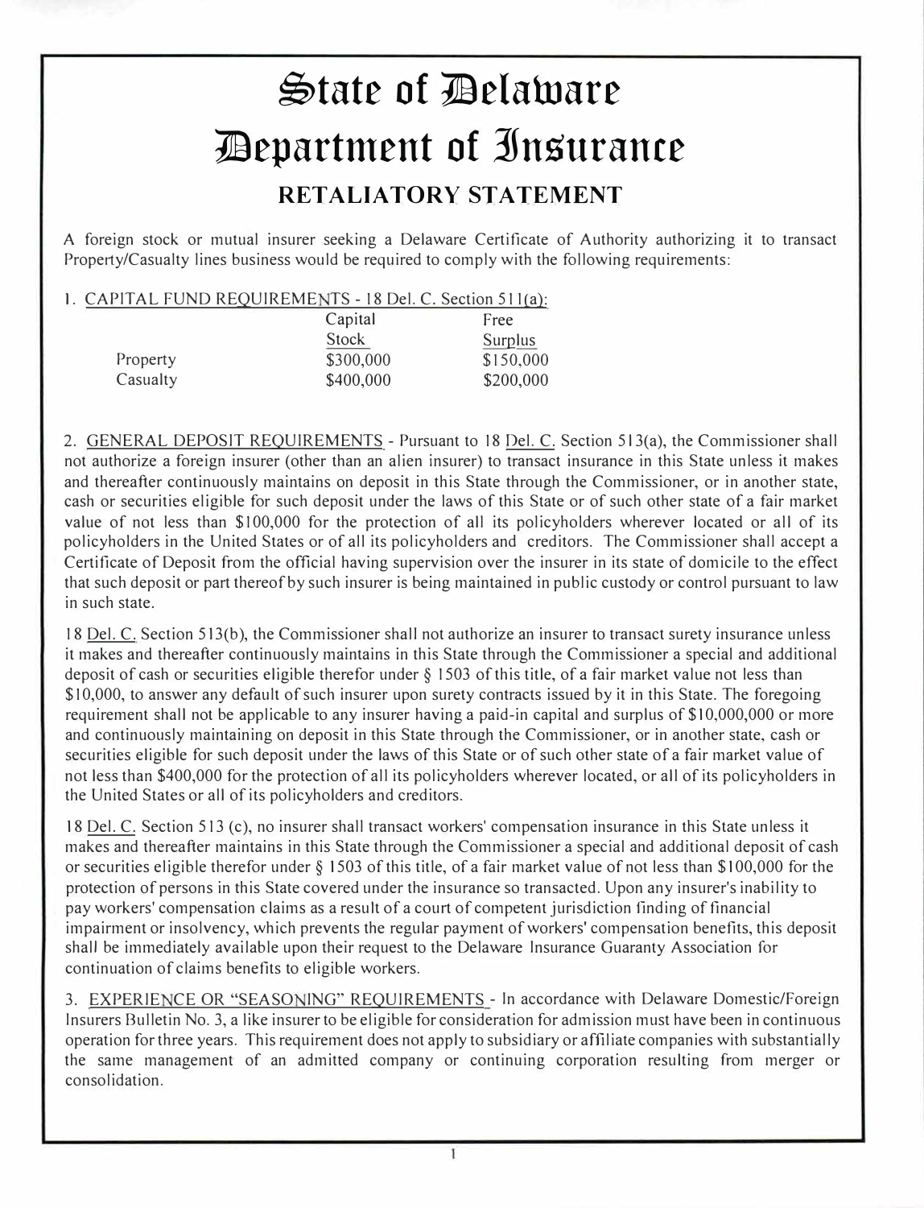# State of Delaware

# Department of Insurance

## RETALIATORY STATEMENT

A foreign stock or mutual insurer seeking a Delaware Certificate of Authority authorizing it to transact Property/Casualty lines business would be required to comply with the following requirements:

1. CAPITAL FUND REQUIREMENTS - 18 Del. C. Section 511(a):

| | Capital Stock | Free Surplus |
|---|---|---|
| Property | $300,000 | $150,000 |
| Casualty | $400,000 | $200,000 |

2. GENERAL DEPOSIT REQUIREMENTS - Pursuant to 18 Del. C. Section 513(a), the Commissioner shall not authorize a foreign insurer (other than an alien insurer) to transact insurance in this State unless it makes and thereafter continuously maintains on deposit in this State through the Commissioner, or in another state, cash or securities eligible for such deposit under the laws of this State or of such other state of a fair market value of not less than $100,000 for the protection of all its policyholders wherever located or all of its policyholders in the United States or of all its policyholders and creditors. The Commissioner shall accept a Certificate of Deposit from the official having supervision over the insurer in its state of domicile to the effect that such deposit or part thereof by such insurer is being maintained in public custody or control pursuant to law in such state.

18 Del. C. Section 513(b), the Commissioner shall not authorize an insurer to transact surety insurance unless it makes and thereafter continuously maintains in this State through the Commissioner a special and additional deposit of cash or securities eligible therefor under § 1503 of this title, of a fair market value not less than $10,000, to answer any default of such insurer upon surety contracts issued by it in this State. The foregoing requirement shall not be applicable to any insurer having a paid-in capital and surplus of $10,000,000 or more and continuously maintaining on deposit in this State through the Commissioner, or in another state, cash or securities eligible for such deposit under the laws of this State or of such other state of a fair market value of not less than $400,000 for the protection of all its policyholders wherever located, or all of its policyholders in the United States or all of its policyholders and creditors.

18 Del. C. Section 513 (c), no insurer shall transact workers' compensation insurance in this State unless it makes and thereafter maintains in this State through the Commissioner a special and additional deposit of cash or securities eligible therefor under § 1503 of this title, of a fair market value of not less than $100,000 for the protection of persons in this State covered under the insurance so transacted. Upon any insurer's inability to pay workers' compensation claims as a result of a court of competent jurisdiction finding of financial impairment or insolvency, which prevents the regular payment of workers' compensation benefits, this deposit shall be immediately available upon their request to the Delaware Insurance Guaranty Association for continuation of claims benefits to eligible workers.

3. EXPERIENCE OR "SEASONING" REQUIREMENTS - In accordance with Delaware Domestic/Foreign Insurers Bulletin No. 3, a like insurer to be eligible for consideration for admission must have been in continuous operation for three years. This requirement does not apply to subsidiary or affiliate companies with substantially the same management of an admitted company or continuing corporation resulting from merger or consolidation.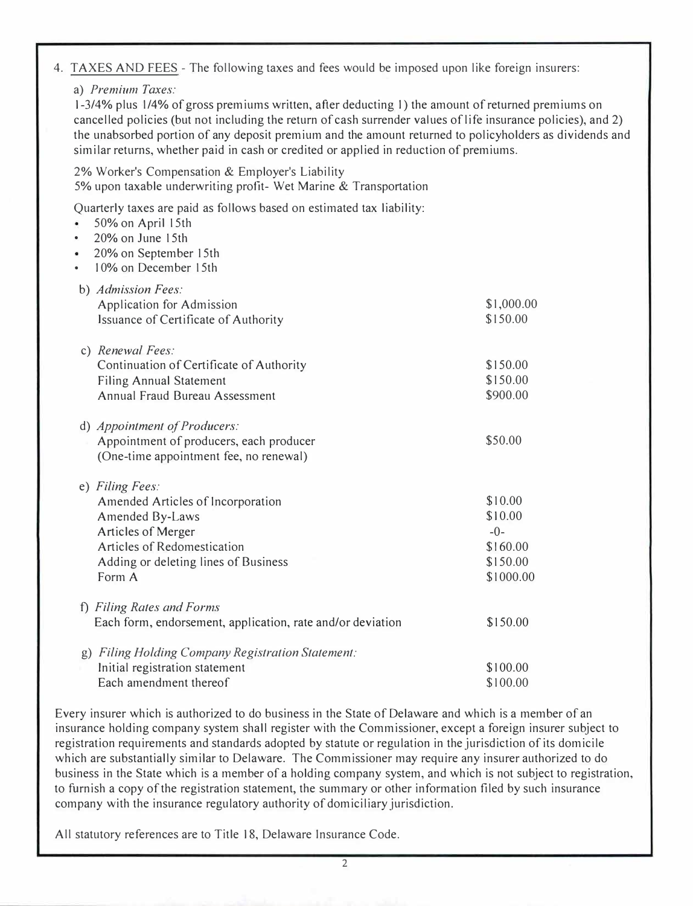4. TAXES AND FEES - The following taxes and fees would be imposed upon like foreign insurers:

a) *Premium Taxes:*

1-3/4% plus 1/4% of gross premiums written, after deducting 1) the amount of returned premiums on cancelled policies (but not including the return of cash surrender values of life insurance policies), and 2) the unabsorbed portion of any deposit premium and the amount returned to policyholders as dividends and similar returns, whether paid in cash or credited or applied in reduction of premiums.

2% Worker's Compensation & Employer's Liability
5% upon taxable underwriting profit- Wet Marine & Transportation

Quarterly taxes are paid as follows based on estimated tax liability:

- 50% on April 15th
- 20% on June 15th
- 20% on September 15th
- 10% on December 15th

| | |
|---|---|
| b) *Admission Fees:* | |
| Application for Admission | $1,000.00 |
| Issuance of Certificate of Authority | $150.00 |
| c) *Renewal Fees:* | |
| Continuation of Certificate of Authority | $150.00 |
| Filing Annual Statement | $150.00 |
| Annual Fraud Bureau Assessment | $900.00 |
| d) *Appointment of Producers:* | |
| Appointment of producers, each producer (One-time appointment fee, no renewal) | $50.00 |
| e) *Filing Fees:* | |
| Amended Articles of Incorporation | $10.00 |
| Amended By-Laws | $10.00 |
| Articles of Merger | -0- |
| Articles of Redomestication | $160.00 |
| Adding or deleting lines of Business | $150.00 |
| Form A | $1000.00 |
| f) *Filing Rates and Forms* | |
| Each form, endorsement, application, rate and/or deviation | $150.00 |
| g) *Filing Holding Company Registration Statement:* | |
| Initial registration statement | $100.00 |
| Each amendment thereof | $100.00 |

Every insurer which is authorized to do business in the State of Delaware and which is a member of an insurance holding company system shall register with the Commissioner, except a foreign insurer subject to registration requirements and standards adopted by statute or regulation in the jurisdiction of its domicile which are substantially similar to Delaware. The Commissioner may require any insurer authorized to do business in the State which is a member of a holding company system, and which is not subject to registration, to furnish a copy of the registration statement, the summary or other information filed by such insurance company with the insurance regulatory authority of domiciliary jurisdiction.

All statutory references are to Title 18, Delaware Insurance Code.